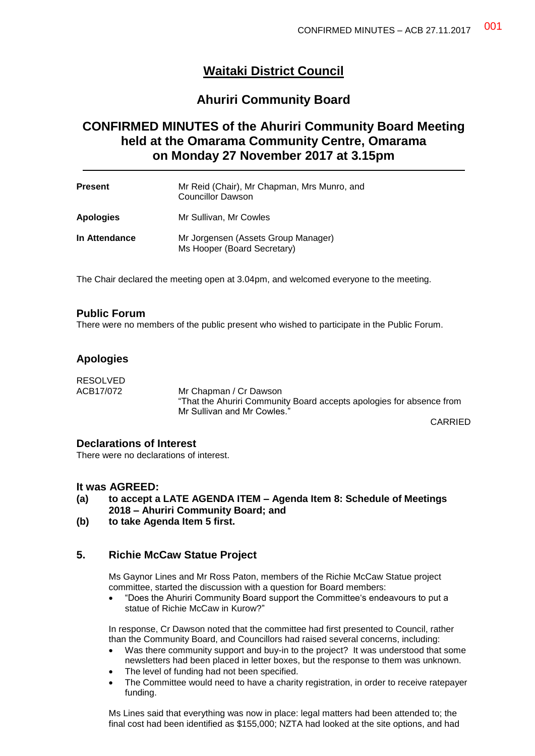# Waitaki District Council

## Ahuriri Community Board

## CONFIRMED MINUTES of the Ahuriri Community Board Meeting held at the Omarama Community Centre, Omarama on Monday 27 November 2017 at 3.15pm

| | |
|---|---|
| **Present** | Mr Reid (Chair), Mr Chapman, Mrs Munro, and Councillor Dawson |
| **Apologies** | Mr Sullivan, Mr Cowles |
| **In Attendance** | Mr Jorgensen (Assets Group Manager)<br>Ms Hooper (Board Secretary) |

The Chair declared the meeting open at 3.04pm, and welcomed everyone to the meeting.

### Public Forum

There were no members of the public present who wished to participate in the Public Forum.

### Apologies

RESOLVED
ACB17/072 — Mr Chapman / Cr Dawson
"That the Ahuriri Community Board accepts apologies for absence from Mr Sullivan and Mr Cowles."

CARRIED

### Declarations of Interest

There were no declarations of interest.

### It was AGREED:

**(a) to accept a LATE AGENDA ITEM – Agenda Item 8: Schedule of Meetings 2018 – Ahuriri Community Board; and**

**(b) to take Agenda Item 5 first.**

### 5. Richie McCaw Statue Project

Ms Gaynor Lines and Mr Ross Paton, members of the Richie McCaw Statue project committee, started the discussion with a question for Board members:

- "Does the Ahuriri Community Board support the Committee's endeavours to put a statue of Richie McCaw in Kurow?"

In response, Cr Dawson noted that the committee had first presented to Council, rather than the Community Board, and Councillors had raised several concerns, including:

- Was there community support and buy-in to the project? It was understood that some newsletters had been placed in letter boxes, but the response to them was unknown.
- The level of funding had not been specified.
- The Committee would need to have a charity registration, in order to receive ratepayer funding.

Ms Lines said that everything was now in place: legal matters had been attended to; the final cost had been identified as $155,000; NZTA had looked at the site options, and had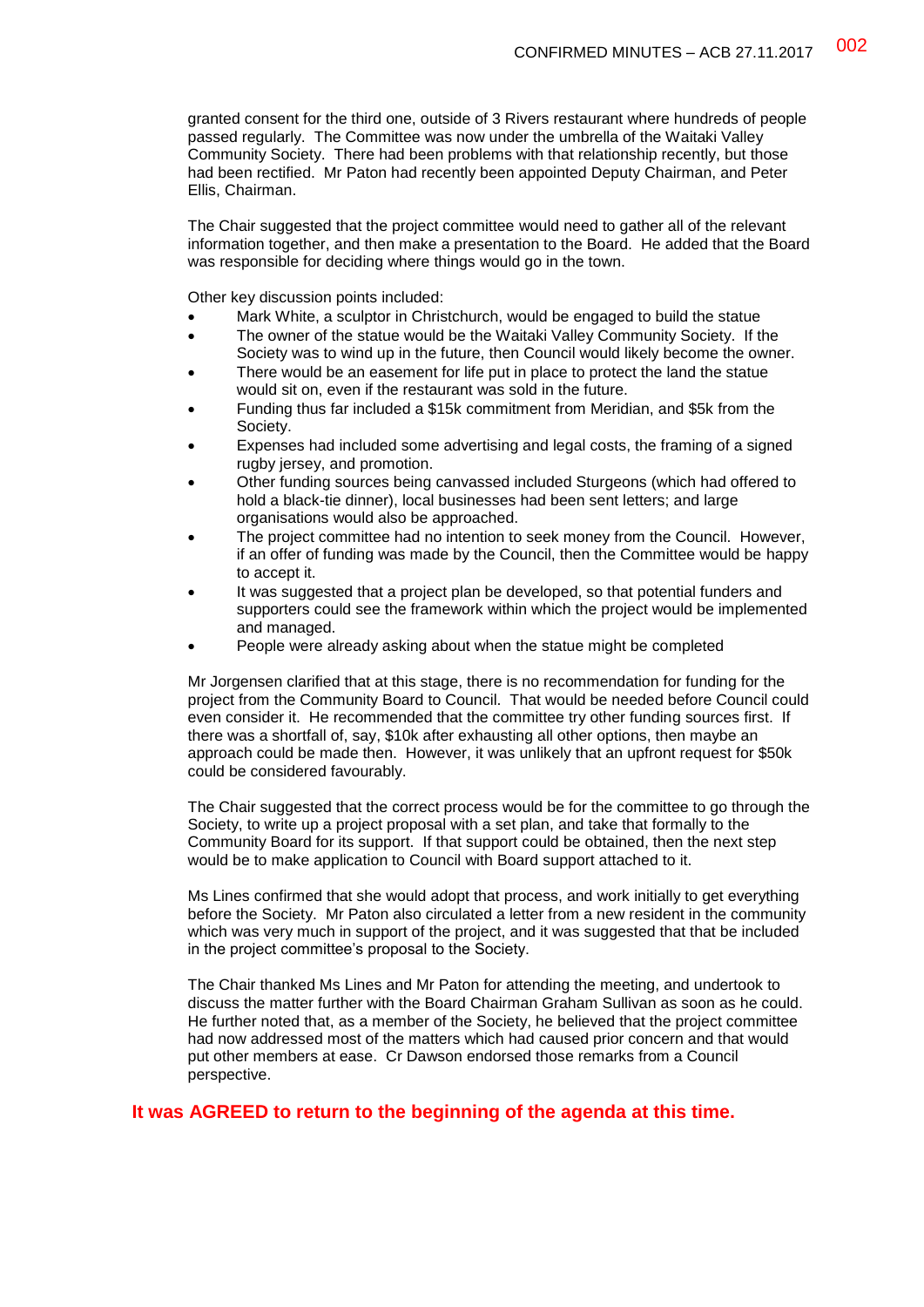granted consent for the third one, outside of 3 Rivers restaurant where hundreds of people passed regularly. The Committee was now under the umbrella of the Waitaki Valley Community Society. There had been problems with that relationship recently, but those had been rectified. Mr Paton had recently been appointed Deputy Chairman, and Peter Ellis, Chairman.

The Chair suggested that the project committee would need to gather all of the relevant information together, and then make a presentation to the Board. He added that the Board was responsible for deciding where things would go in the town.

Other key discussion points included:

- Mark White, a sculptor in Christchurch, would be engaged to build the statue
- The owner of the statue would be the Waitaki Valley Community Society. If the Society was to wind up in the future, then Council would likely become the owner.
- There would be an easement for life put in place to protect the land the statue would sit on, even if the restaurant was sold in the future.
- Funding thus far included a $15k commitment from Meridian, and $5k from the Society.
- Expenses had included some advertising and legal costs, the framing of a signed rugby jersey, and promotion.
- Other funding sources being canvassed included Sturgeons (which had offered to hold a black-tie dinner), local businesses had been sent letters; and large organisations would also be approached.
- The project committee had no intention to seek money from the Council. However, if an offer of funding was made by the Council, then the Committee would be happy to accept it.
- It was suggested that a project plan be developed, so that potential funders and supporters could see the framework within which the project would be implemented and managed.
- People were already asking about when the statue might be completed

Mr Jorgensen clarified that at this stage, there is no recommendation for funding for the project from the Community Board to Council. That would be needed before Council could even consider it. He recommended that the committee try other funding sources first. If there was a shortfall of, say, $10k after exhausting all other options, then maybe an approach could be made then. However, it was unlikely that an upfront request for $50k could be considered favourably.

The Chair suggested that the correct process would be for the committee to go through the Society, to write up a project proposal with a set plan, and take that formally to the Community Board for its support. If that support could be obtained, then the next step would be to make application to Council with Board support attached to it.

Ms Lines confirmed that she would adopt that process, and work initially to get everything before the Society. Mr Paton also circulated a letter from a new resident in the community which was very much in support of the project, and it was suggested that that be included in the project committee's proposal to the Society.

The Chair thanked Ms Lines and Mr Paton for attending the meeting, and undertook to discuss the matter further with the Board Chairman Graham Sullivan as soon as he could. He further noted that, as a member of the Society, he believed that the project committee had now addressed most of the matters which had caused prior concern and that would put other members at ease. Cr Dawson endorsed those remarks from a Council perspective.

**It was AGREED to return to the beginning of the agenda at this time.**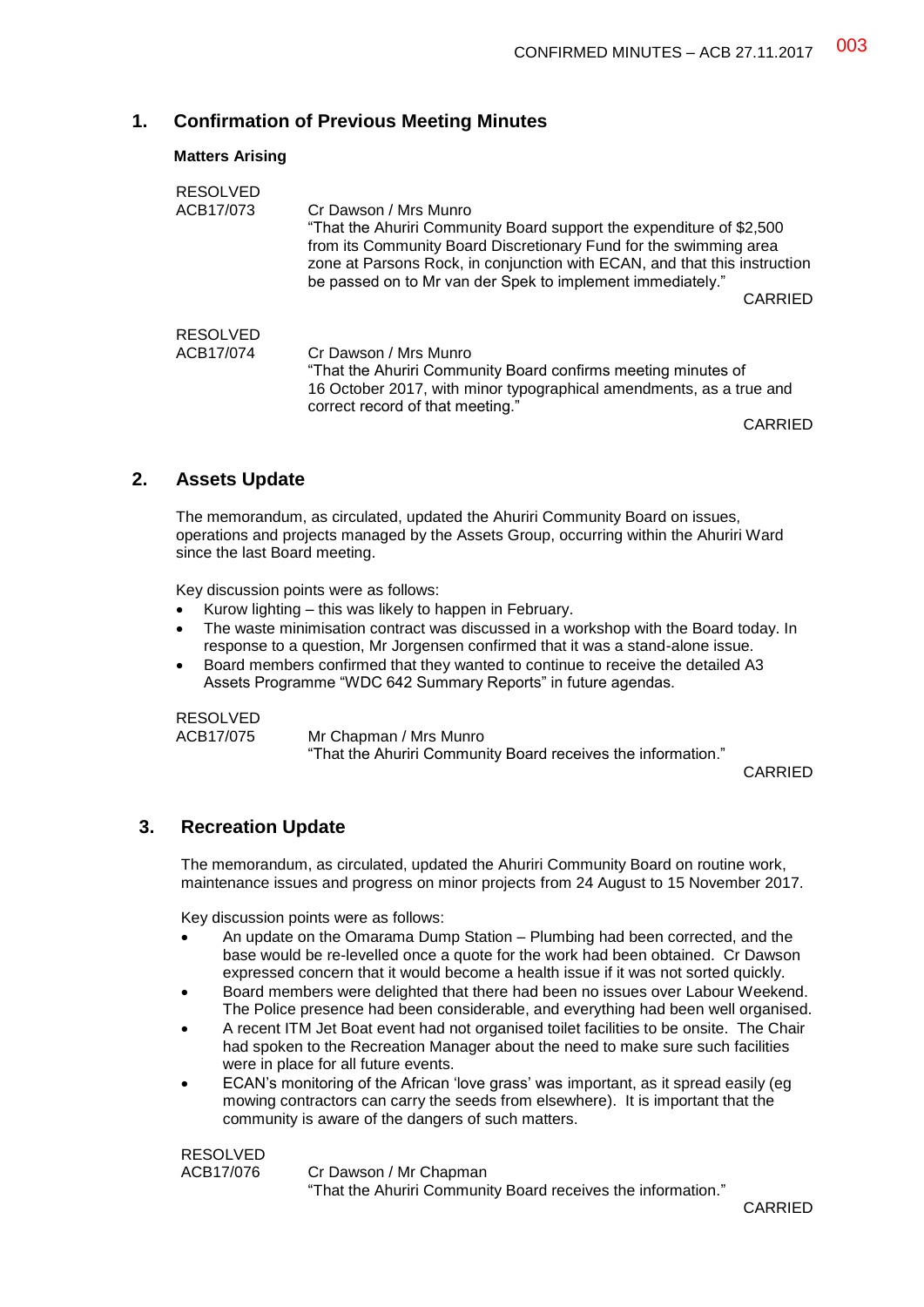## 1. Confirmation of Previous Meeting Minutes

**Matters Arising**

RESOLVED
ACB17/073 Cr Dawson / Mrs Munro
"That the Ahuriri Community Board support the expenditure of $2,500 from its Community Board Discretionary Fund for the swimming area zone at Parsons Rock, in conjunction with ECAN, and that this instruction be passed on to Mr van der Spek to implement immediately."

CARRIED

RESOLVED
ACB17/074 Cr Dawson / Mrs Munro
"That the Ahuriri Community Board confirms meeting minutes of 16 October 2017, with minor typographical amendments, as a true and correct record of that meeting."

CARRIED

## 2. Assets Update

The memorandum, as circulated, updated the Ahuriri Community Board on issues, operations and projects managed by the Assets Group, occurring within the Ahuriri Ward since the last Board meeting.

Key discussion points were as follows:

- Kurow lighting – this was likely to happen in February.
- The waste minimisation contract was discussed in a workshop with the Board today. In response to a question, Mr Jorgensen confirmed that it was a stand-alone issue.
- Board members confirmed that they wanted to continue to receive the detailed A3 Assets Programme "WDC 642 Summary Reports" in future agendas.

RESOLVED
ACB17/075 Mr Chapman / Mrs Munro
"That the Ahuriri Community Board receives the information."

CARRIED

## 3. Recreation Update

The memorandum, as circulated, updated the Ahuriri Community Board on routine work, maintenance issues and progress on minor projects from 24 August to 15 November 2017.

Key discussion points were as follows:

- An update on the Omarama Dump Station – Plumbing had been corrected, and the base would be re-levelled once a quote for the work had been obtained. Cr Dawson expressed concern that it would become a health issue if it was not sorted quickly.
- Board members were delighted that there had been no issues over Labour Weekend. The Police presence had been considerable, and everything had been well organised.
- A recent ITM Jet Boat event had not organised toilet facilities to be onsite. The Chair had spoken to the Recreation Manager about the need to make sure such facilities were in place for all future events.
- ECAN's monitoring of the African 'love grass' was important, as it spread easily (eg mowing contractors can carry the seeds from elsewhere). It is important that the community is aware of the dangers of such matters.

RESOLVED
ACB17/076 Cr Dawson / Mr Chapman
"That the Ahuriri Community Board receives the information."

CARRIED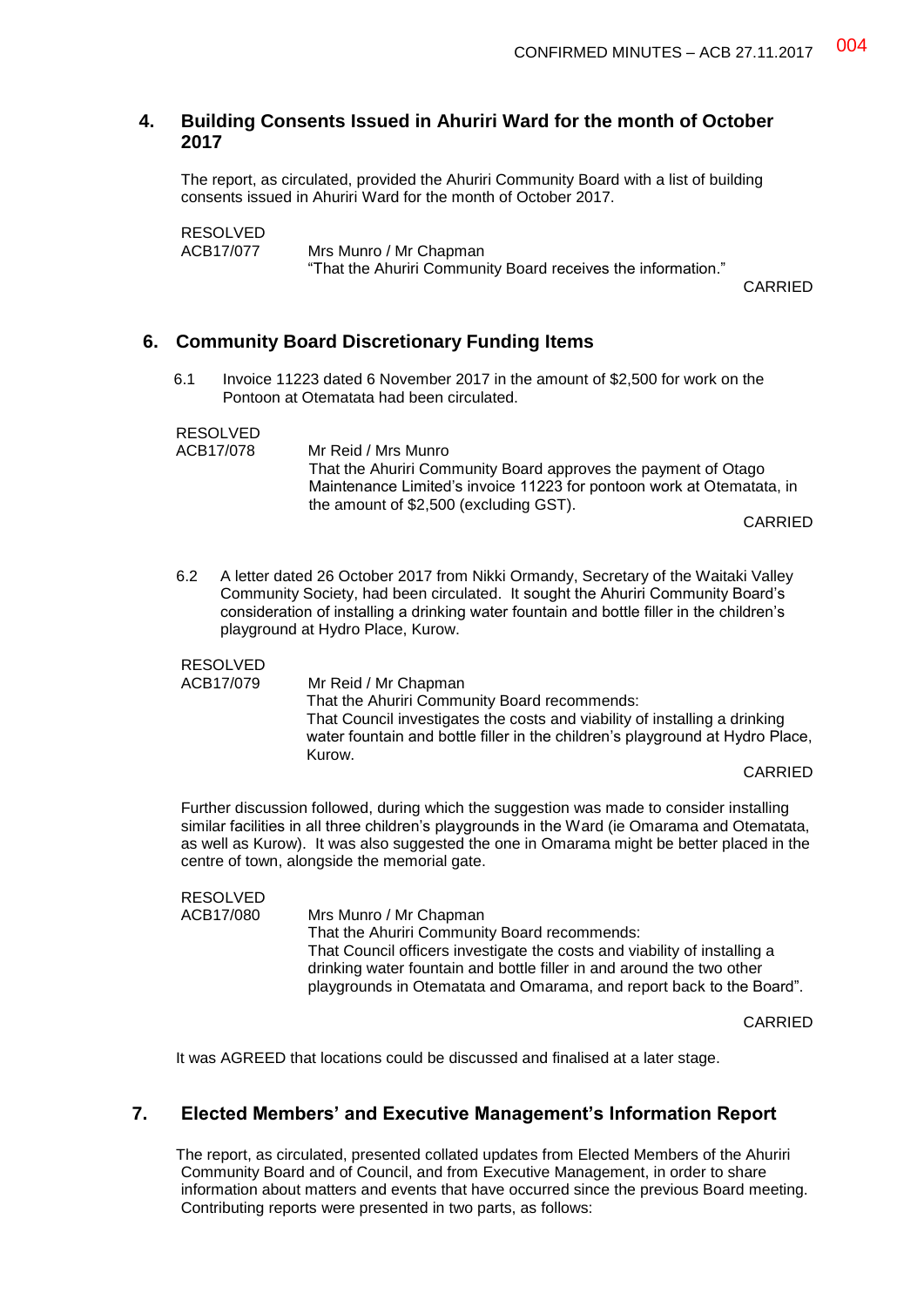## 4. Building Consents Issued in Ahuriri Ward for the month of October 2017

The report, as circulated, provided the Ahuriri Community Board with a list of building consents issued in Ahuriri Ward for the month of October 2017.

RESOLVED
ACB17/077 Mrs Munro / Mr Chapman
"That the Ahuriri Community Board receives the information."

CARRIED

## 6. Community Board Discretionary Funding Items

6.1 Invoice 11223 dated 6 November 2017 in the amount of $2,500 for work on the Pontoon at Otematata had been circulated.

RESOLVED
ACB17/078 Mr Reid / Mrs Munro
That the Ahuriri Community Board approves the payment of Otago Maintenance Limited's invoice 11223 for pontoon work at Otematata, in the amount of $2,500 (excluding GST).

CARRIED

6.2 A letter dated 26 October 2017 from Nikki Ormandy, Secretary of the Waitaki Valley Community Society, had been circulated. It sought the Ahuriri Community Board's consideration of installing a drinking water fountain and bottle filler in the children's playground at Hydro Place, Kurow.

RESOLVED
ACB17/079 Mr Reid / Mr Chapman
That the Ahuriri Community Board recommends:
That Council investigates the costs and viability of installing a drinking water fountain and bottle filler in the children's playground at Hydro Place, Kurow.

CARRIED

Further discussion followed, during which the suggestion was made to consider installing similar facilities in all three children's playgrounds in the Ward (ie Omarama and Otematata, as well as Kurow). It was also suggested the one in Omarama might be better placed in the centre of town, alongside the memorial gate.

RESOLVED
ACB17/080 Mrs Munro / Mr Chapman
That the Ahuriri Community Board recommends:
That Council officers investigate the costs and viability of installing a drinking water fountain and bottle filler in and around the two other playgrounds in Otematata and Omarama, and report back to the Board".

CARRIED

It was AGREED that locations could be discussed and finalised at a later stage.

## 7. Elected Members' and Executive Management's Information Report

The report, as circulated, presented collated updates from Elected Members of the Ahuriri Community Board and of Council, and from Executive Management, in order to share information about matters and events that have occurred since the previous Board meeting. Contributing reports were presented in two parts, as follows: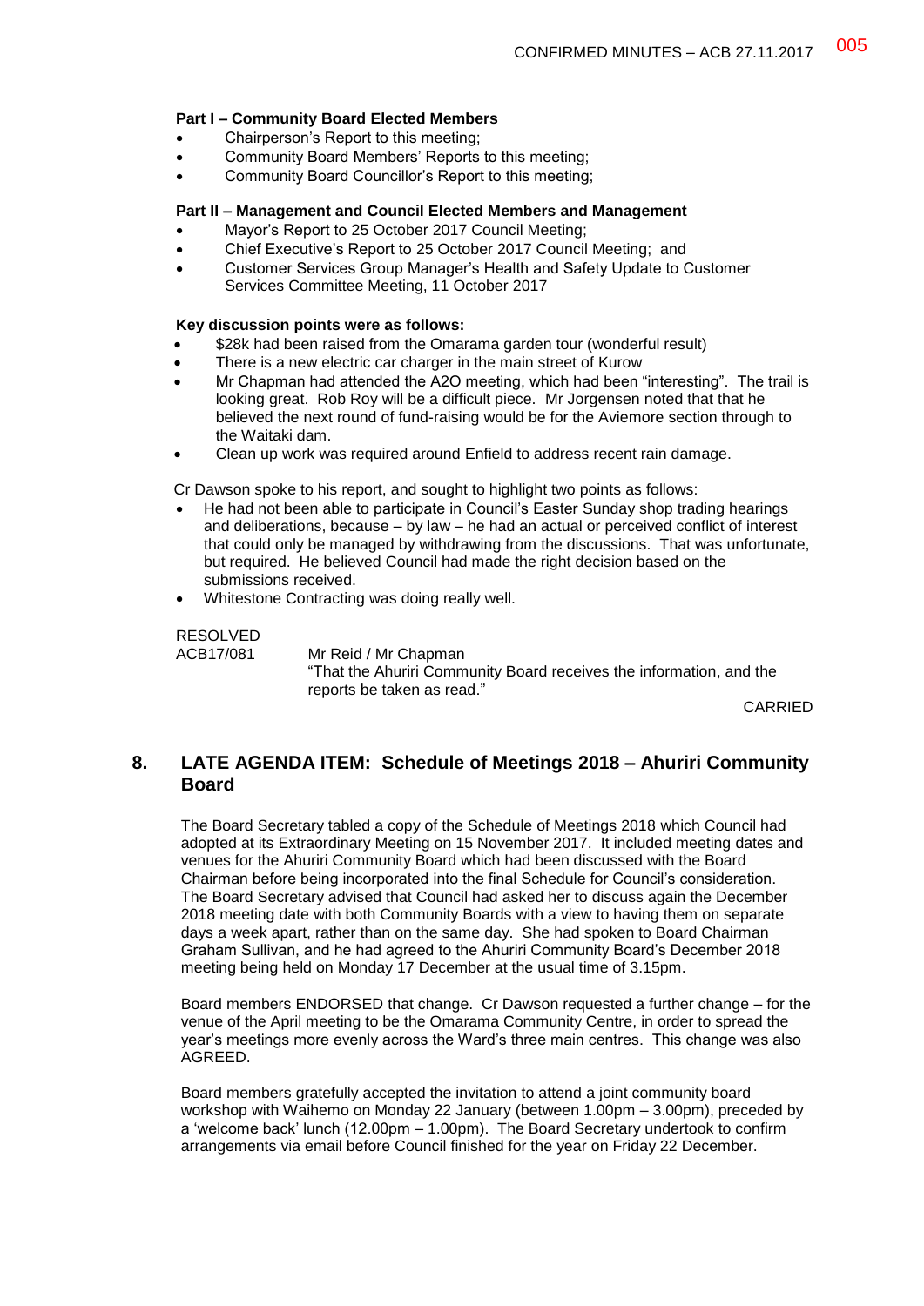**Part I – Community Board Elected Members**

- Chairperson's Report to this meeting;
- Community Board Members' Reports to this meeting;
- Community Board Councillor's Report to this meeting;

**Part II – Management and Council Elected Members and Management**

- Mayor's Report to 25 October 2017 Council Meeting;
- Chief Executive's Report to 25 October 2017 Council Meeting; and
- Customer Services Group Manager's Health and Safety Update to Customer Services Committee Meeting, 11 October 2017

**Key discussion points were as follows:**

- $28k had been raised from the Omarama garden tour (wonderful result)
- There is a new electric car charger in the main street of Kurow
- Mr Chapman had attended the A2O meeting, which had been "interesting". The trail is looking great. Rob Roy will be a difficult piece. Mr Jorgensen noted that that he believed the next round of fund-raising would be for the Aviemore section through to the Waitaki dam.
- Clean up work was required around Enfield to address recent rain damage.

Cr Dawson spoke to his report, and sought to highlight two points as follows:

- He had not been able to participate in Council's Easter Sunday shop trading hearings and deliberations, because – by law – he had an actual or perceived conflict of interest that could only be managed by withdrawing from the discussions. That was unfortunate, but required. He believed Council had made the right decision based on the submissions received.
- Whitestone Contracting was doing really well.

RESOLVED
ACB17/081 Mr Reid / Mr Chapman
"That the Ahuriri Community Board receives the information, and the reports be taken as read."

CARRIED

## 8. LATE AGENDA ITEM: Schedule of Meetings 2018 – Ahuriri Community Board

The Board Secretary tabled a copy of the Schedule of Meetings 2018 which Council had adopted at its Extraordinary Meeting on 15 November 2017. It included meeting dates and venues for the Ahuriri Community Board which had been discussed with the Board Chairman before being incorporated into the final Schedule for Council's consideration. The Board Secretary advised that Council had asked her to discuss again the December 2018 meeting date with both Community Boards with a view to having them on separate days a week apart, rather than on the same day. She had spoken to Board Chairman Graham Sullivan, and he had agreed to the Ahuriri Community Board's December 2018 meeting being held on Monday 17 December at the usual time of 3.15pm.

Board members ENDORSED that change. Cr Dawson requested a further change – for the venue of the April meeting to be the Omarama Community Centre, in order to spread the year's meetings more evenly across the Ward's three main centres. This change was also AGREED.

Board members gratefully accepted the invitation to attend a joint community board workshop with Waihemo on Monday 22 January (between 1.00pm – 3.00pm), preceded by a 'welcome back' lunch (12.00pm – 1.00pm). The Board Secretary undertook to confirm arrangements via email before Council finished for the year on Friday 22 December.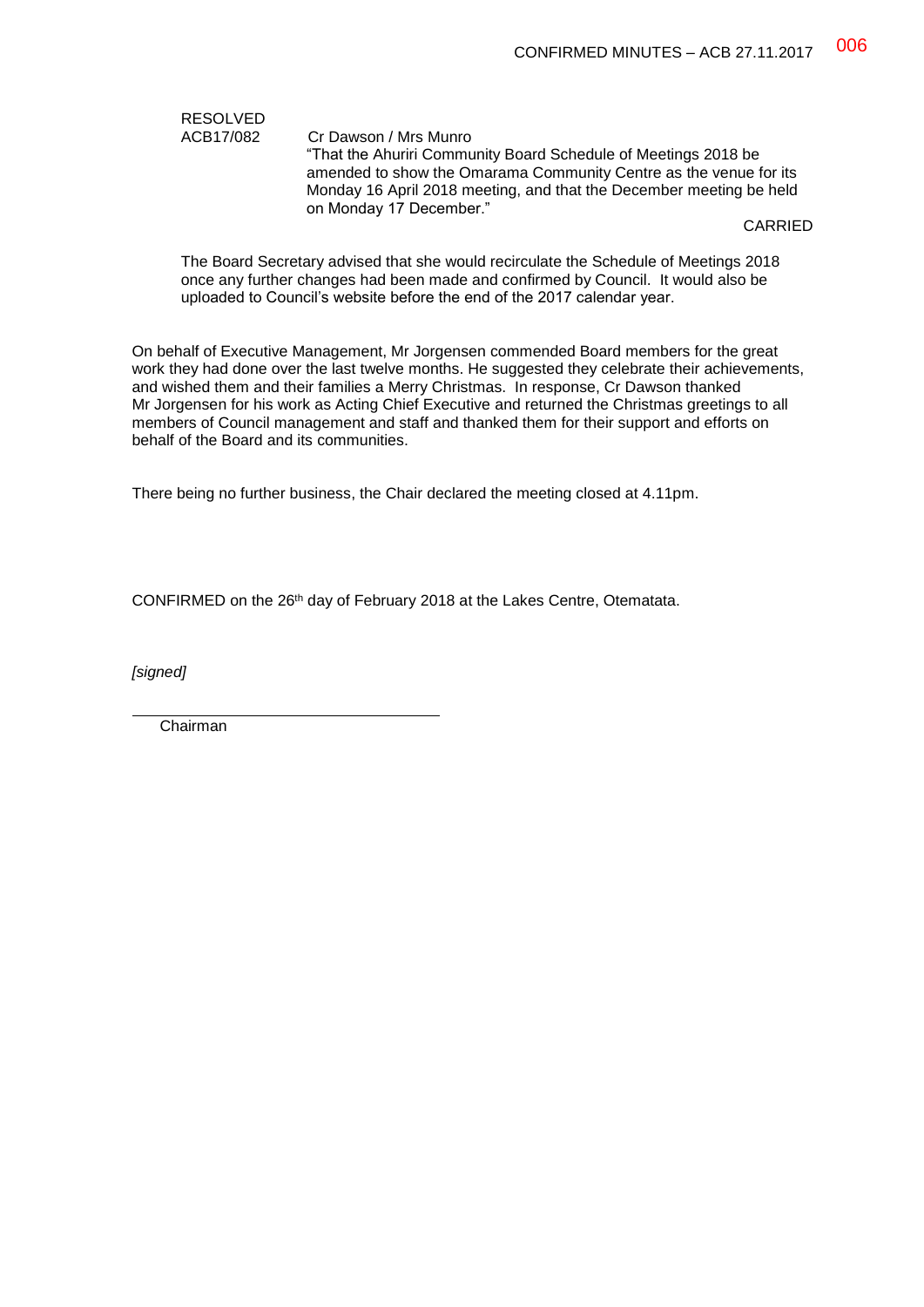RESOLVED
ACB17/082 Cr Dawson / Mrs Munro

"That the Ahuriri Community Board Schedule of Meetings 2018 be amended to show the Omarama Community Centre as the venue for its Monday 16 April 2018 meeting, and that the December meeting be held on Monday 17 December."

CARRIED

The Board Secretary advised that she would recirculate the Schedule of Meetings 2018 once any further changes had been made and confirmed by Council. It would also be uploaded to Council's website before the end of the 2017 calendar year.

On behalf of Executive Management, Mr Jorgensen commended Board members for the great work they had done over the last twelve months. He suggested they celebrate their achievements, and wished them and their families a Merry Christmas. In response, Cr Dawson thanked Mr Jorgensen for his work as Acting Chief Executive and returned the Christmas greetings to all members of Council management and staff and thanked them for their support and efforts on behalf of the Board and its communities.

There being no further business, the Chair declared the meeting closed at 4.11pm.

CONFIRMED on the 26th day of February 2018 at the Lakes Centre, Otematata.

*[signed]*

Chairman